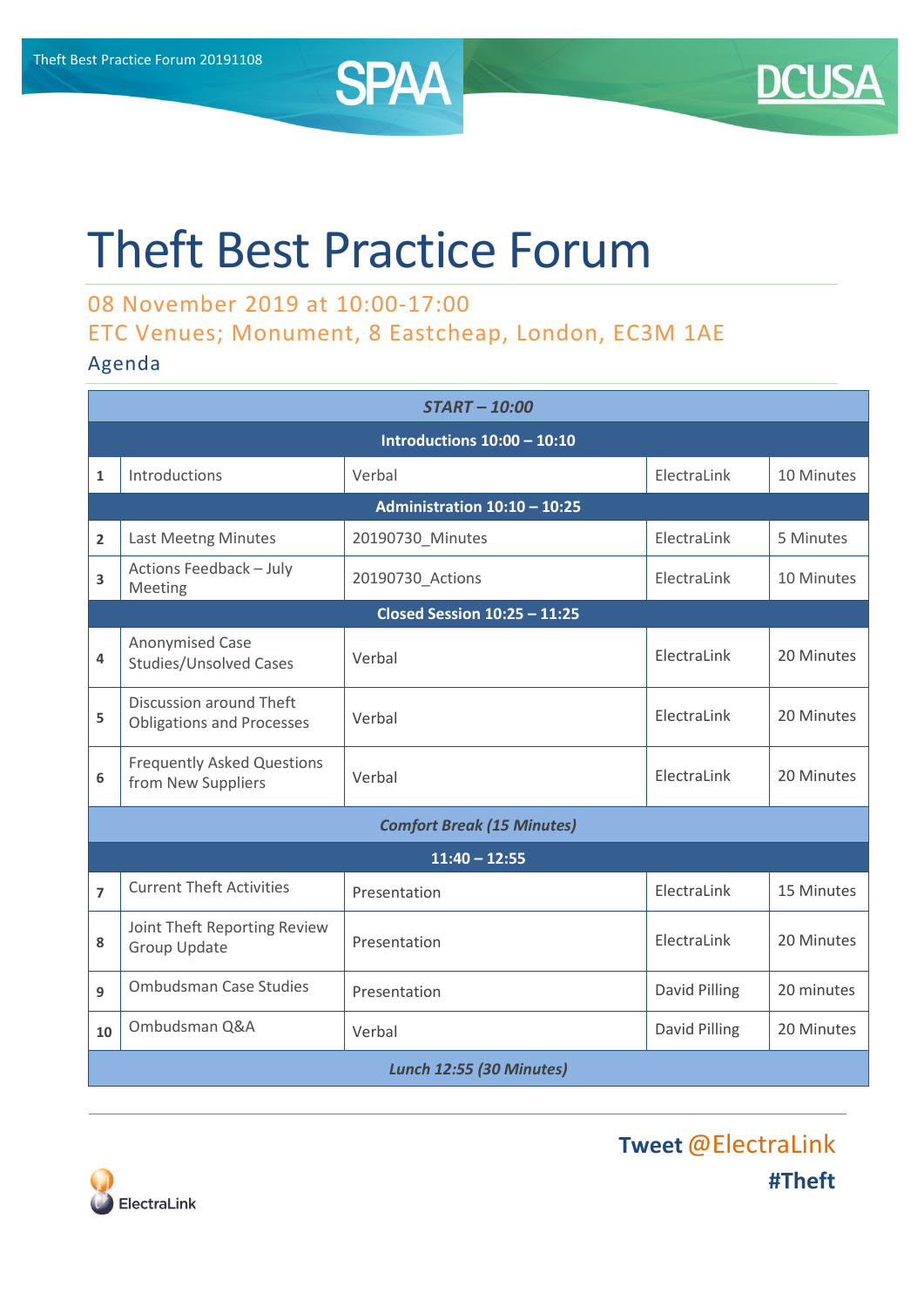# Theft Best Practice Forum

08 November 2019 at 10:00-17:00

ETC Venues; Monument, 8 Eastcheap, London, EC3M 1AE

Agenda

| *START – 10:00* | | | | |
|---|---|---|---|---|
| **Introductions 10:00 – 10:10** | | | | |
| 1 | Introductions | Verbal | ElectraLink | 10 Minutes |
| **Administration 10:10 – 10:25** | | | | |
| 2 | Last Meetng Minutes | 20190730_Minutes | ElectraLink | 5 Minutes |
| 3 | Actions Feedback – July Meeting | 20190730_Actions | ElectraLink | 10 Minutes |
| **Closed Session 10:25 – 11:25** | | | | |
| 4 | Anonymised Case Studies/Unsolved Cases | Verbal | ElectraLink | 20 Minutes |
| 5 | Discussion around Theft Obligations and Processes | Verbal | ElectraLink | 20 Minutes |
| 6 | Frequently Asked Questions from New Suppliers | Verbal | ElectraLink | 20 Minutes |
| *Comfort Break (15 Minutes)* | | | | |
| **11:40 – 12:55** | | | | |
| 7 | Current Theft Activities | Presentation | ElectraLink | 15 Minutes |
| 8 | Joint Theft Reporting Review Group Update | Presentation | ElectraLink | 20 Minutes |
| 9 | Ombudsman Case Studies | Presentation | David Pilling | 20 minutes |
| 10 | Ombudsman Q&A | Verbal | David Pilling | 20 Minutes |
| *Lunch 12:55 (30 Minutes)* | | | | |

**Tweet** @ElectraLink
**#Theft**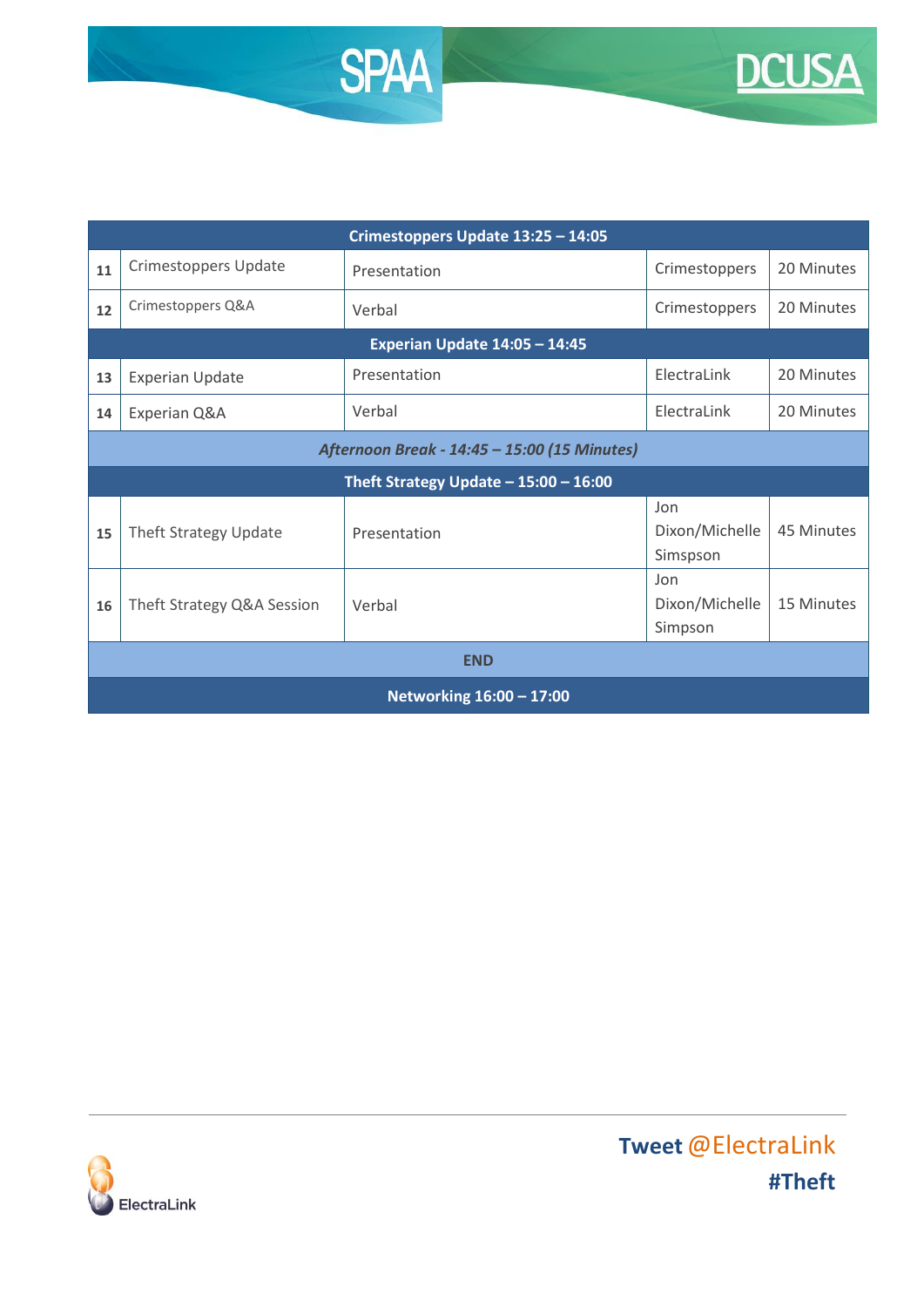| | | | | |
|---|---|---|---|---|
| **Crimestoppers Update 13:25 – 14:05** | | | | |
| **11** | Crimestoppers Update | Presentation | Crimestoppers | 20 Minutes |
| **12** | Crimestoppers Q&A | Verbal | Crimestoppers | 20 Minutes |
| **Experian Update 14:05 – 14:45** | | | | |
| **13** | Experian Update | Presentation | ElectraLink | 20 Minutes |
| **14** | Experian Q&A | Verbal | ElectraLink | 20 Minutes |
| ***Afternoon Break - 14:45 – 15:00 (15 Minutes)*** | | | | |
| **Theft Strategy Update – 15:00 – 16:00** | | | | |
| **15** | Theft Strategy Update | Presentation | Jon Dixon/Michelle Simspson | 45 Minutes |
| **16** | Theft Strategy Q&A Session | Verbal | Jon Dixon/Michelle Simpson | 15 Minutes |
| **END** | | | | |
| **Networking 16:00 – 17:00** | | | | |

**Tweet @ElectraLink**
**#Theft**